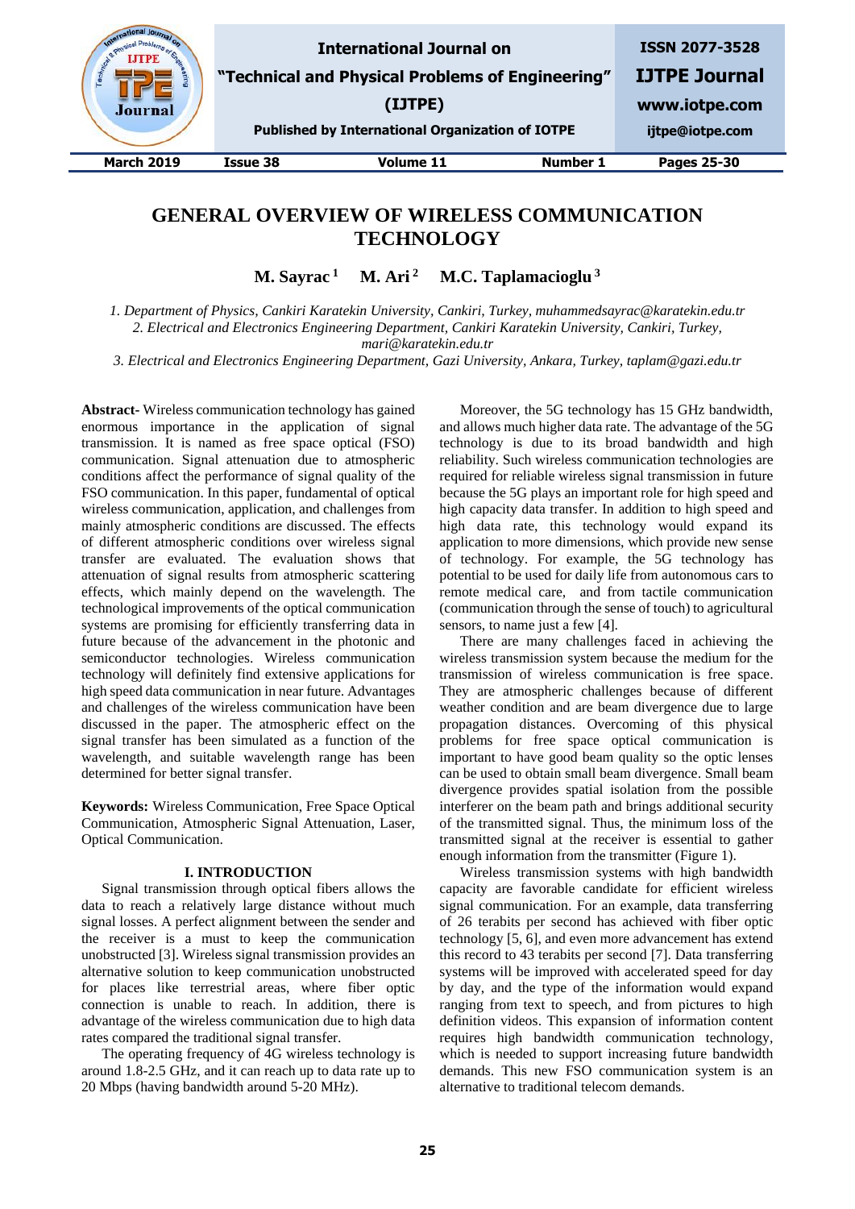# GENERAL OVERVIEW OF WIRELESS COMMUNICATION TECHNOLOGY

**M. Sayrac [1] M. Ari [2] M.C. Taplamacioglu [3]**

*1. Department of Physics, Cankiri Karatekin University, Cankiri, Turkey, muhammedsayrac@karatekin.edu.tr*
*2. Electrical and Electronics Engineering Department, Cankiri Karatekin University, Cankiri, Turkey, mari@karatekin.edu.tr*
*3. Electrical and Electronics Engineering Department, Gazi University, Ankara, Turkey, taplam@gazi.edu.tr*

**Abstract-** Wireless communication technology has gained enormous importance in the application of signal transmission. It is named as free space optical (FSO) communication. Signal attenuation due to atmospheric conditions affect the performance of signal quality of the FSO communication. In this paper, fundamental of optical wireless communication, application, and challenges from mainly atmospheric conditions are discussed. The effects of different atmospheric conditions over wireless signal transfer are evaluated. The evaluation shows that attenuation of signal results from atmospheric scattering effects, which mainly depend on the wavelength. The technological improvements of the optical communication systems are promising for efficiently transferring data in future because of the advancement in the photonic and semiconductor technologies. Wireless communication technology will definitely find extensive applications for high speed data communication in near future. Advantages and challenges of the wireless communication have been discussed in the paper. The atmospheric effect on the signal transfer has been simulated as a function of the wavelength, and suitable wavelength range has been determined for better signal transfer.

**Keywords:** Wireless Communication, Free Space Optical Communication, Atmospheric Signal Attenuation, Laser, Optical Communication.

## I. INTRODUCTION

Signal transmission through optical fibers allows the data to reach a relatively large distance without much signal losses. A perfect alignment between the sender and the receiver is a must to keep the communication unobstructed [3]. Wireless signal transmission provides an alternative solution to keep communication unobstructed for places like terrestrial areas, where fiber optic connection is unable to reach. In addition, there is advantage of the wireless communication due to high data rates compared the traditional signal transfer.

The operating frequency of 4G wireless technology is around 1.8-2.5 GHz, and it can reach up to data rate up to 20 Mbps (having bandwidth around 5-20 MHz).

Moreover, the 5G technology has 15 GHz bandwidth, and allows much higher data rate. The advantage of the 5G technology is due to its broad bandwidth and high reliability. Such wireless communication technologies are required for reliable wireless signal transmission in future because the 5G plays an important role for high speed and high capacity data transfer. In addition to high speed and high data rate, this technology would expand its application to more dimensions, which provide new sense of technology. For example, the 5G technology has potential to be used for daily life from autonomous cars to remote medical care, and from tactile communication (communication through the sense of touch) to agricultural sensors, to name just a few [4].

There are many challenges faced in achieving the wireless transmission system because the medium for the transmission of wireless communication is free space. They are atmospheric challenges because of different weather condition and are beam divergence due to large propagation distances. Overcoming of this physical problems for free space optical communication is important to have good beam quality so the optic lenses can be used to obtain small beam divergence. Small beam divergence provides spatial isolation from the possible interferer on the beam path and brings additional security of the transmitted signal. Thus, the minimum loss of the transmitted signal at the receiver is essential to gather enough information from the transmitter (Figure 1).

Wireless transmission systems with high bandwidth capacity are favorable candidate for efficient wireless signal communication. For an example, data transferring of 26 terabits per second has achieved with fiber optic technology [5, 6], and even more advancement has extend this record to 43 terabits per second [7]. Data transferring systems will be improved with accelerated speed for day by day, and the type of the information would expand ranging from text to speech, and from pictures to high definition videos. This expansion of information content requires high bandwidth communication technology, which is needed to support increasing future bandwidth demands. This new FSO communication system is an alternative to traditional telecom demands.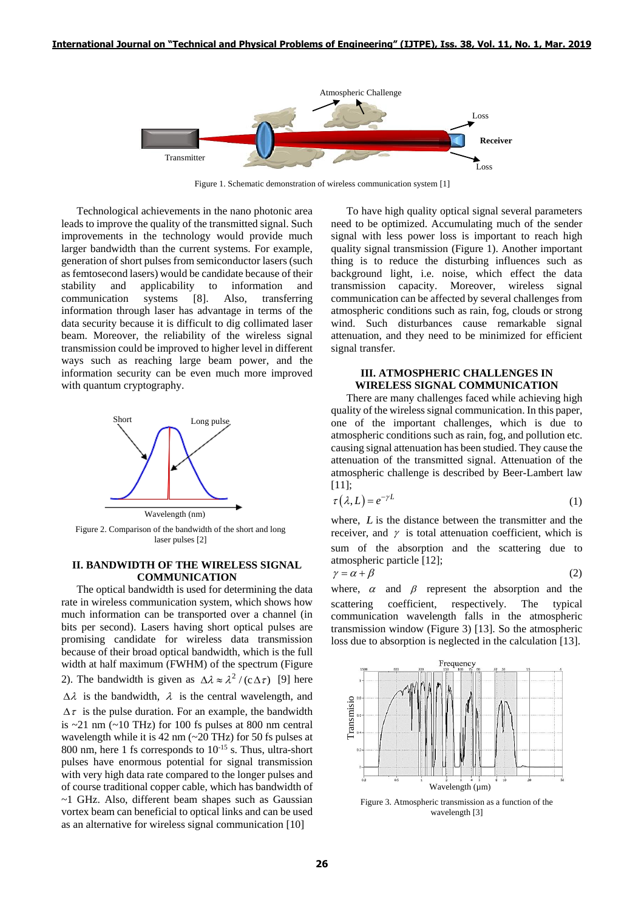Figure 1. Schematic demonstration of wireless communication system [1]

Technological achievements in the nano photonic area leads to improve the quality of the transmitted signal. Such improvements in the technology would provide much larger bandwidth than the current systems. For example, generation of short pulses from semiconductor lasers (such as femtosecond lasers) would be candidate because of their stability and applicability to information and communication systems [8]. Also, transferring information through laser has advantage in terms of the data security because it is difficult to dig collimated laser beam. Moreover, the reliability of the wireless signal transmission could be improved to higher level in different ways such as reaching large beam power, and the information security can be even much more improved with quantum cryptography.

Figure 2. Comparison of the bandwidth of the short and long laser pulses [2]

## II. BANDWIDTH OF THE WIRELESS SIGNAL COMMUNICATION

The optical bandwidth is used for determining the data rate in wireless communication system, which shows how much information can be transported over a channel (in bits per second). Lasers having short optical pulses are promising candidate for wireless data transmission because of their broad optical bandwidth, which is the full width at half maximum (FWHM) of the spectrum (Figure 2). The bandwidth is given as $\Delta\lambda \approx \lambda^2/(c\Delta\tau)$ [9] here $\Delta\lambda$ is the bandwidth, $\lambda$ is the central wavelength, and $\Delta\tau$ is the pulse duration. For an example, the bandwidth is ~21 nm (~10 THz) for 100 fs pulses at 800 nm central wavelength while it is 42 nm (~20 THz) for 50 fs pulses at 800 nm, here 1 fs corresponds to $10^{-15}$ s. Thus, ultra-short pulses have enormous potential for signal transmission with very high data rate compared to the longer pulses and of course traditional copper cable, which has bandwidth of ~1 GHz. Also, different beam shapes such as Gaussian vortex beam can beneficial to optical links and can be used as an alternative for wireless signal communication [10]

To have high quality optical signal several parameters need to be optimized. Accumulating much of the sender signal with less power loss is important to reach high quality signal transmission (Figure 1). Another important thing is to reduce the disturbing influences such as background light, i.e. noise, which effect the data transmission capacity. Moreover, wireless signal communication can be affected by several challenges from atmospheric conditions such as rain, fog, clouds or strong wind. Such disturbances cause remarkable signal attenuation, and they need to be minimized for efficient signal transfer.

## III. ATMOSPHERIC CHALLENGES IN WIRELESS SIGNAL COMMUNICATION

There are many challenges faced while achieving high quality of the wireless signal communication. In this paper, one of the important challenges, which is due to atmospheric conditions such as rain, fog, and pollution etc. causing signal attenuation has been studied. They cause the attenuation of the transmitted signal. Attenuation of the atmospheric challenge is described by Beer-Lambert law [11];

$$\tau(\lambda, L) = e^{-\gamma L} \tag{1}$$

where, $L$ is the distance between the transmitter and the receiver, and $\gamma$ is total attenuation coefficient, which is sum of the absorption and the scattering due to atmospheric particle [12];

$$\gamma = \alpha + \beta \tag{2}$$

where, $\alpha$ and $\beta$ represent the absorption and the scattering coefficient, respectively. The typical communication wavelength falls in the atmospheric transmission window (Figure 3) [13]. So the atmospheric loss due to absorption is neglected in the calculation [13].

Figure 3. Atmospheric transmission as a function of the wavelength [3]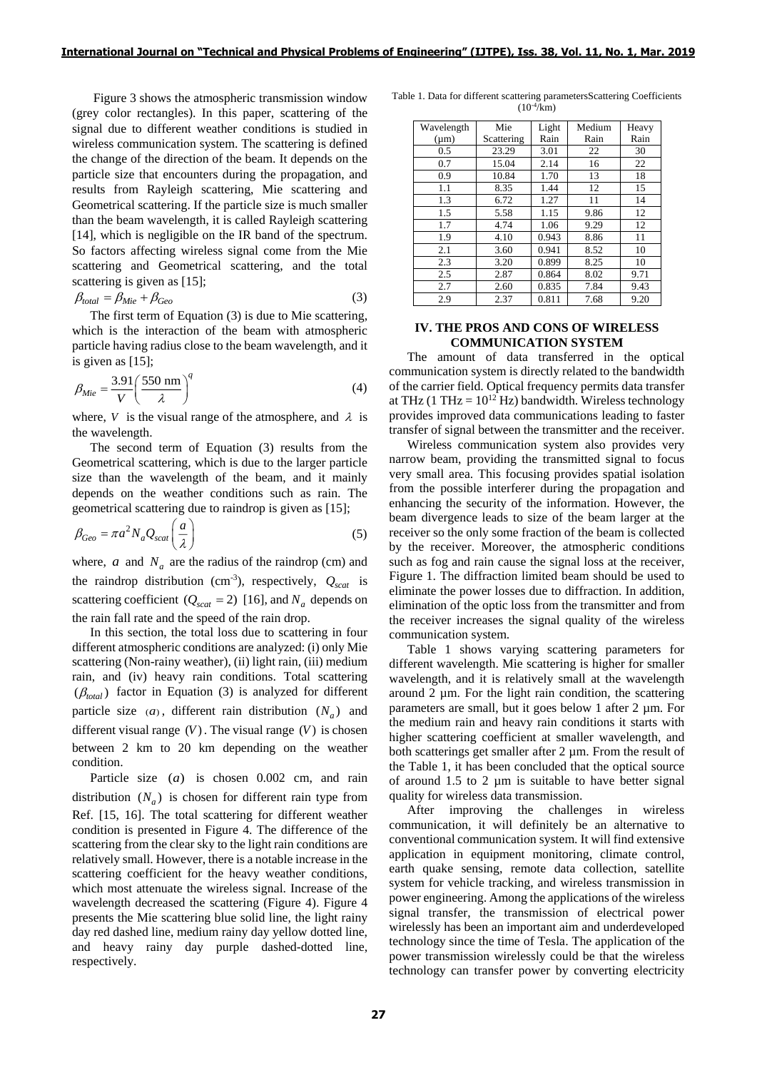Figure 3 shows the atmospheric transmission window (grey color rectangles). In this paper, scattering of the signal due to different weather conditions is studied in wireless communication system. The scattering is defined the change of the direction of the beam. It depends on the particle size that encounters during the propagation, and results from Rayleigh scattering, Mie scattering and Geometrical scattering. If the particle size is much smaller than the beam wavelength, it is called Rayleigh scattering [14], which is negligible on the IR band of the spectrum. So factors affecting wireless signal come from the Mie scattering and Geometrical scattering, and the total scattering is given as [15];

$$\beta_{total} = \beta_{Mie} + \beta_{Geo} \tag{3}$$

The first term of Equation (3) is due to Mie scattering, which is the interaction of the beam with atmospheric particle having radius close to the beam wavelength, and it is given as [15];

$$\beta_{Mie} = \frac{3.91}{V}\left(\frac{550 \text{ nm}}{\lambda}\right)^{q} \tag{4}$$

where, $V$ is the visual range of the atmosphere, and $\lambda$ is the wavelength.

The second term of Equation (3) results from the Geometrical scattering, which is due to the larger particle size than the wavelength of the beam, and it mainly depends on the weather conditions such as rain. The geometrical scattering due to raindrop is given as [15];

$$\beta_{Geo} = \pi a^2 N_a Q_{scat}\left(\frac{a}{\lambda}\right) \tag{5}$$

where, $a$ and $N_a$ are the radius of the raindrop (cm) and the raindrop distribution (cm$^{-3}$), respectively, $Q_{scat}$ is scattering coefficient $(Q_{scat} = 2)$ [16], and $N_a$ depends on the rain fall rate and the speed of the rain drop.

In this section, the total loss due to scattering in four different atmospheric conditions are analyzed: (i) only Mie scattering (Non-rainy weather), (ii) light rain, (iii) medium rain, and (iv) heavy rain conditions. Total scattering $(\beta_{total})$ factor in Equation (3) is analyzed for different particle size $(a)$, different rain distribution $(N_a)$ and different visual range $(V)$. The visual range $(V)$ is chosen between 2 km to 20 km depending on the weather condition.

Particle size $(a)$ is chosen 0.002 cm, and rain distribution $(N_a)$ is chosen for different rain type from Ref. [15, 16]. The total scattering for different weather condition is presented in Figure 4. The difference of the scattering from the clear sky to the light rain conditions are relatively small. However, there is a notable increase in the scattering coefficient for the heavy weather conditions, which most attenuate the wireless signal. Increase of the wavelength decreased the scattering (Figure 4). Figure 4 presents the Mie scattering blue solid line, the light rainy day red dashed line, medium rainy day yellow dotted line, and heavy rainy day purple dashed-dotted line, respectively.

Table 1. Data for different scattering parametersScattering Coefficients ($10^{-4}$/km)

| Wavelength (μm) | Mie Scattering | Light Rain | Medium Rain | Heavy Rain |
|---|---|---|---|---|
| 0.5 | 23.29 | 3.01 | 22 | 30 |
| 0.7 | 15.04 | 2.14 | 16 | 22 |
| 0.9 | 10.84 | 1.70 | 13 | 18 |
| 1.1 | 8.35 | 1.44 | 12 | 15 |
| 1.3 | 6.72 | 1.27 | 11 | 14 |
| 1.5 | 5.58 | 1.15 | 9.86 | 12 |
| 1.7 | 4.74 | 1.06 | 9.29 | 12 |
| 1.9 | 4.10 | 0.943 | 8.86 | 11 |
| 2.1 | 3.60 | 0.941 | 8.52 | 10 |
| 2.3 | 3.20 | 0.899 | 8.25 | 10 |
| 2.5 | 2.87 | 0.864 | 8.02 | 9.71 |
| 2.7 | 2.60 | 0.835 | 7.84 | 9.43 |
| 2.9 | 2.37 | 0.811 | 7.68 | 9.20 |

## IV. THE PROS AND CONS OF WIRELESS COMMUNICATION SYSTEM

The amount of data transferred in the optical communication system is directly related to the bandwidth of the carrier field. Optical frequency permits data transfer at THz (1 THz = $10^{12}$ Hz) bandwidth. Wireless technology provides improved data communications leading to faster transfer of signal between the transmitter and the receiver.

Wireless communication system also provides very narrow beam, providing the transmitted signal to focus very small area. This focusing provides spatial isolation from the possible interferer during the propagation and enhancing the security of the information. However, the beam divergence leads to size of the beam larger at the receiver so the only some fraction of the beam is collected by the receiver. Moreover, the atmospheric conditions such as fog and rain cause the signal loss at the receiver, Figure 1. The diffraction limited beam should be used to eliminate the power losses due to diffraction. In addition, elimination of the optic loss from the transmitter and from the receiver increases the signal quality of the wireless communication system.

Table 1 shows varying scattering parameters for different wavelength. Mie scattering is higher for smaller wavelength, and it is relatively small at the wavelength around 2 µm. For the light rain condition, the scattering parameters are small, but it goes below 1 after 2 µm. For the medium rain and heavy rain conditions it starts with higher scattering coefficient at smaller wavelength, and both scatterings get smaller after 2 µm. From the result of the Table 1, it has been concluded that the optical source of around 1.5 to 2 µm is suitable to have better signal quality for wireless data transmission.

After improving the challenges in wireless communication, it will definitely be an alternative to conventional communication system. It will find extensive application in equipment monitoring, climate control, earth quake sensing, remote data collection, satellite system for vehicle tracking, and wireless transmission in power engineering. Among the applications of the wireless signal transfer, the transmission of electrical power wirelessly has been an important aim and underdeveloped technology since the time of Tesla. The application of the power transmission wirelessly could be that the wireless technology can transfer power by converting electricity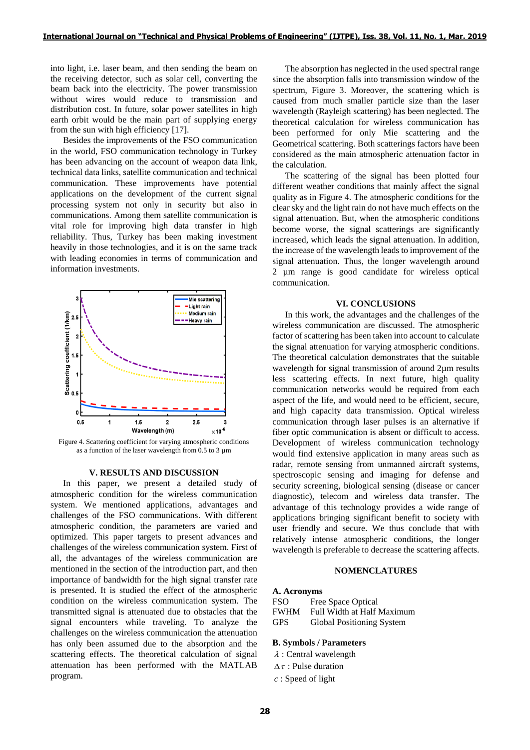into light, i.e. laser beam, and then sending the beam on the receiving detector, such as solar cell, converting the beam back into the electricity. The power transmission without wires would reduce to transmission and distribution cost. In future, solar power satellites in high earth orbit would be the main part of supplying energy from the sun with high efficiency [17].

Besides the improvements of the FSO communication in the world, FSO communication technology in Turkey has been advancing on the account of weapon data link, technical data links, satellite communication and technical communication. These improvements have potential applications on the development of the current signal processing system not only in security but also in communications. Among them satellite communication is vital role for improving high data transfer in high reliability. Thus, Turkey has been making investment heavily in those technologies, and it is on the same track with leading economies in terms of communication and information investments.

Figure 4. Scattering coefficient for varying atmospheric conditions as a function of the laser wavelength from 0.5 to 3 µm

## V. RESULTS AND DISCUSSION

In this paper, we present a detailed study of atmospheric condition for the wireless communication system. We mentioned applications, advantages and challenges of the FSO communications. With different atmospheric condition, the parameters are varied and optimized. This paper targets to present advances and challenges of the wireless communication system. First of all, the advantages of the wireless communication are mentioned in the section of the introduction part, and then importance of bandwidth for the high signal transfer rate is presented. It is studied the effect of the atmospheric condition on the wireless communication system. The transmitted signal is attenuated due to obstacles that the signal encounters while traveling. To analyze the challenges on the wireless communication the attenuation has only been assumed due to the absorption and the scattering effects. The theoretical calculation of signal attenuation has been performed with the MATLAB program.

The absorption has neglected in the used spectral range since the absorption falls into transmission window of the spectrum, Figure 3. Moreover, the scattering which is caused from much smaller particle size than the laser wavelength (Rayleigh scattering) has been neglected. The theoretical calculation for wireless communication has been performed for only Mie scattering and the Geometrical scattering. Both scatterings factors have been considered as the main atmospheric attenuation factor in the calculation.

The scattering of the signal has been plotted four different weather conditions that mainly affect the signal quality as in Figure 4. The atmospheric conditions for the clear sky and the light rain do not have much effects on the signal attenuation. But, when the atmospheric conditions become worse, the signal scatterings are significantly increased, which leads the signal attenuation. In addition, the increase of the wavelength leads to improvement of the signal attenuation. Thus, the longer wavelength around 2 µm range is good candidate for wireless optical communication.

## VI. CONCLUSIONS

In this work, the advantages and the challenges of the wireless communication are discussed. The atmospheric factor of scattering has been taken into account to calculate the signal attenuation for varying atmospheric conditions. The theoretical calculation demonstrates that the suitable wavelength for signal transmission of around 2µm results less scattering effects. In next future, high quality communication networks would be required from each aspect of the life, and would need to be efficient, secure, and high capacity data transmission. Optical wireless communication through laser pulses is an alternative if fiber optic communication is absent or difficult to access. Development of wireless communication technology would find extensive application in many areas such as radar, remote sensing from unmanned aircraft systems, spectroscopic sensing and imaging for defense and security screening, biological sensing (disease or cancer diagnostic), telecom and wireless data transfer. The advantage of this technology provides a wide range of applications bringing significant benefit to society with user friendly and secure. We thus conclude that with relatively intense atmospheric conditions, the longer wavelength is preferable to decrease the scattering affects.

## NOMENCLATURES

### A. Acronyms

FSO Free Space Optical
FWHM Full Width at Half Maximum
GPS Global Positioning System

### B. Symbols / Parameters

$\lambda$ : Central wavelength
$\Delta\tau$ : Pulse duration
$c$ : Speed of light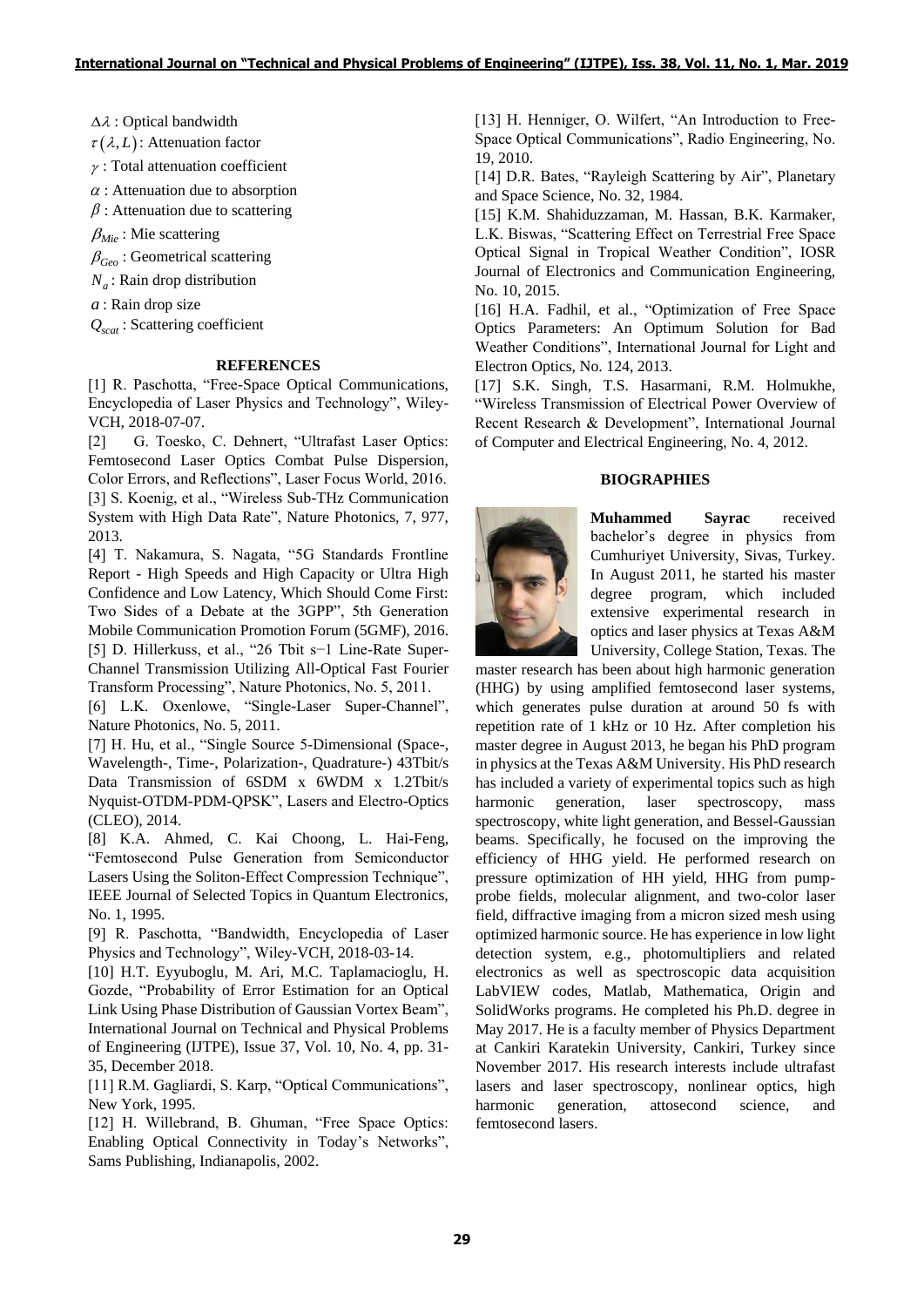$\Delta\lambda$ : Optical bandwidth

$\tau(\lambda, L)$: Attenuation factor

$\gamma$ : Total attenuation coefficient

$\alpha$ : Attenuation due to absorption

$\beta$ : Attenuation due to scattering

$\beta_{Mie}$ : Mie scattering

$\beta_{Geo}$ : Geometrical scattering

$N_a$ : Rain drop distribution

$a$ : Rain drop size

$Q_{scat}$ : Scattering coefficient

## REFERENCES

[1] R. Paschotta, "Free-Space Optical Communications, Encyclopedia of Laser Physics and Technology", Wiley-VCH, 2018-07-07.

[2] G. Toesko, C. Dehnert, "Ultrafast Laser Optics: Femtosecond Laser Optics Combat Pulse Dispersion, Color Errors, and Reflections", Laser Focus World, 2016.

[3] S. Koenig, et al., "Wireless Sub-THz Communication System with High Data Rate", Nature Photonics, 7, 977, 2013.

[4] T. Nakamura, S. Nagata, "5G Standards Frontline Report - High Speeds and High Capacity or Ultra High Confidence and Low Latency, Which Should Come First: Two Sides of a Debate at the 3GPP", 5th Generation Mobile Communication Promotion Forum (5GMF), 2016.

[5] D. Hillerkuss, et al., "26 Tbit s−1 Line-Rate Super-Channel Transmission Utilizing All-Optical Fast Fourier Transform Processing", Nature Photonics, No. 5, 2011.

[6] L.K. Oxenlowe, "Single-Laser Super-Channel", Nature Photonics, No. 5, 2011.

[7] H. Hu, et al., "Single Source 5-Dimensional (Space-, Wavelength-, Time-, Polarization-, Quadrature-) 43Tbit/s Data Transmission of 6SDM x 6WDM x 1.2Tbit/s Nyquist-OTDM-PDM-QPSK", Lasers and Electro-Optics (CLEO), 2014.

[8] K.A. Ahmed, C. Kai Choong, L. Hai-Feng, "Femtosecond Pulse Generation from Semiconductor Lasers Using the Soliton-Effect Compression Technique", IEEE Journal of Selected Topics in Quantum Electronics, No. 1, 1995.

[9] R. Paschotta, "Bandwidth, Encyclopedia of Laser Physics and Technology", Wiley-VCH, 2018-03-14.

[10] H.T. Eyyuboglu, M. Ari, M.C. Taplamacioglu, H. Gozde, "Probability of Error Estimation for an Optical Link Using Phase Distribution of Gaussian Vortex Beam", International Journal on Technical and Physical Problems of Engineering (IJTPE), Issue 37, Vol. 10, No. 4, pp. 31-35, December 2018.

[11] R.M. Gagliardi, S. Karp, "Optical Communications", New York, 1995.

[12] H. Willebrand, B. Ghuman, "Free Space Optics: Enabling Optical Connectivity in Today's Networks", Sams Publishing, Indianapolis, 2002.

[13] H. Henniger, O. Wilfert, "An Introduction to Free-Space Optical Communications", Radio Engineering, No. 19, 2010.

[14] D.R. Bates, "Rayleigh Scattering by Air", Planetary and Space Science, No. 32, 1984.

[15] K.M. Shahiduzzaman, M. Hassan, B.K. Karmaker, L.K. Biswas, "Scattering Effect on Terrestrial Free Space Optical Signal in Tropical Weather Condition", IOSR Journal of Electronics and Communication Engineering, No. 10, 2015.

[16] H.A. Fadhil, et al., "Optimization of Free Space Optics Parameters: An Optimum Solution for Bad Weather Conditions", International Journal for Light and Electron Optics, No. 124, 2013.

[17] S.K. Singh, T.S. Hasarmani, R.M. Holmukhe, "Wireless Transmission of Electrical Power Overview of Recent Research & Development", International Journal of Computer and Electrical Engineering, No. 4, 2012.

## BIOGRAPHIES

**Muhammed Sayrac** received bachelor's degree in physics from Cumhuriyet University, Sivas, Turkey. In August 2011, he started his master degree program, which included extensive experimental research in optics and laser physics at Texas A&M University, College Station, Texas. The master research has been about high harmonic generation (HHG) by using amplified femtosecond laser systems, which generates pulse duration at around 50 fs with repetition rate of 1 kHz or 10 Hz. After completion his master degree in August 2013, he began his PhD program in physics at the Texas A&M University. His PhD research has included a variety of experimental topics such as high harmonic generation, laser spectroscopy, mass spectroscopy, white light generation, and Bessel-Gaussian beams. Specifically, he focused on the improving the efficiency of HHG yield. He performed research on pressure optimization of HH yield, HHG from pump-probe fields, molecular alignment, and two-color laser field, diffractive imaging from a micron sized mesh using optimized harmonic source. He has experience in low light detection system, e.g., photomultipliers and related electronics as well as spectroscopic data acquisition LabVIEW codes, Matlab, Mathematica, Origin and SolidWorks programs. He completed his Ph.D. degree in May 2017. He is a faculty member of Physics Department at Cankiri Karatekin University, Cankiri, Turkey since November 2017. His research interests include ultrafast lasers and laser spectroscopy, nonlinear optics, high harmonic generation, attosecond science, and femtosecond lasers.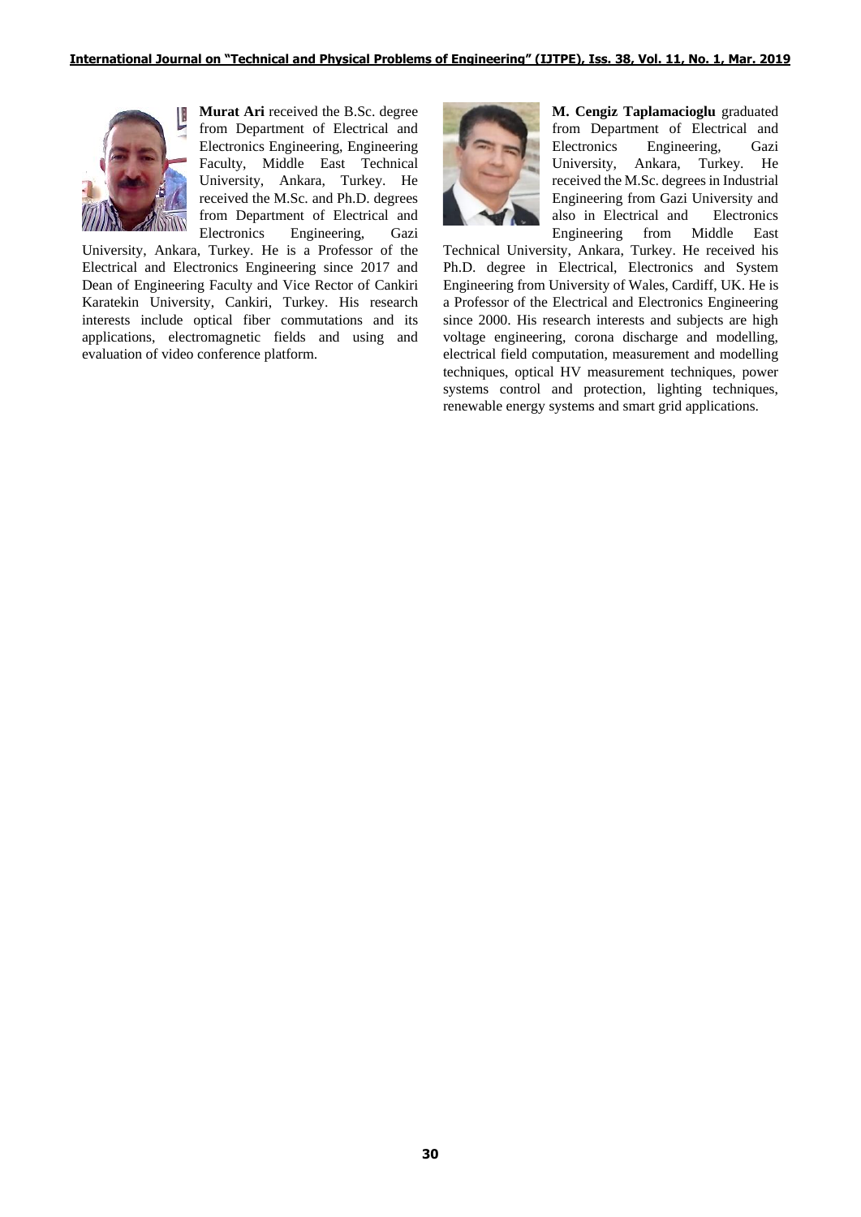**Murat Ari** received the B.Sc. degree from Department of Electrical and Electronics Engineering, Engineering Faculty, Middle East Technical University, Ankara, Turkey. He received the M.Sc. and Ph.D. degrees from Department of Electrical and Electronics Engineering, Gazi University, Ankara, Turkey. He is a Professor of the Electrical and Electronics Engineering since 2017 and Dean of Engineering Faculty and Vice Rector of Cankiri Karatekin University, Cankiri, Turkey. His research interests include optical fiber commutations and its applications, electromagnetic fields and using and evaluation of video conference platform.

**M. Cengiz Taplamacioglu** graduated from Department of Electrical and Electronics Engineering, Gazi University, Ankara, Turkey. He received the M.Sc. degrees in Industrial Engineering from Gazi University and also in Electrical and Electronics Engineering from Middle East Technical University, Ankara, Turkey. He received his Ph.D. degree in Electrical, Electronics and System Engineering from University of Wales, Cardiff, UK. He is a Professor of the Electrical and Electronics Engineering since 2000. His research interests and subjects are high voltage engineering, corona discharge and modelling, electrical field computation, measurement and modelling techniques, optical HV measurement techniques, power systems control and protection, lighting techniques, renewable energy systems and smart grid applications.